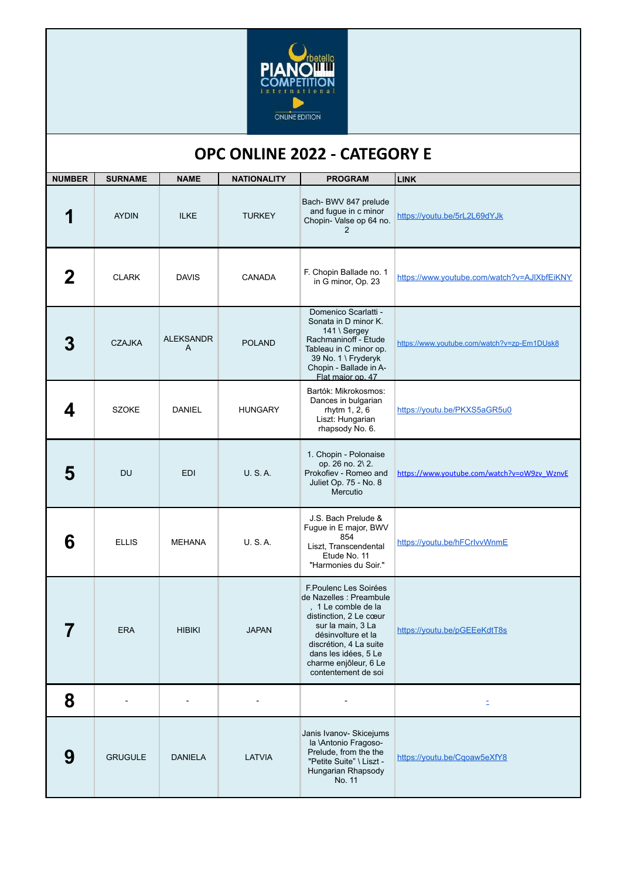# OPC ONLINE 2022 - CATEGORY E

| NUMBER | SURNAME | NAME | NATIONALITY | PROGRAM | LINK |
|---|---|---|---|---|---|
| **1** | AYDIN | ILKE | TURKEY | Bach- BWV 847 prelude and fugue in c minor Chopin- Valse op 64 no. 2 | https://youtu.be/5rL2L69dYJk |
| **2** | CLARK | DAVIS | CANADA | F. Chopin Ballade no. 1 in G minor, Op. 23 | https://www.youtube.com/watch?v=AJlXbfEiKNY |
| **3** | CZAJKA | ALEKSANDRA | POLAND | Domenico Scarlatti - Sonata in D minor K. 141 \ Sergey Rachmaninoff - Etude Tableau in C minor op. 39 No. 1 \ Fryderyk Chopin - Ballade in A-Flat major op. 47 | https://www.youtube.com/watch?v=zp-Em1DUsk8 |
| **4** | SZOKE | DANIEL | HUNGARY | Bartók: Mikrokosmos: Dances in bulgarian rhytm 1, 2, 6 Liszt: Hungarian rhapsody No. 6. | https://youtu.be/PKXS5aGR5u0 |
| **5** | DU | EDI | U. S. A. | 1. Chopin - Polonaise op. 26 no. 2\ 2. Prokofiev - Romeo and Juliet Op. 75 - No. 8 Mercutio | https://www.youtube.com/watch?v=oW9zv_WznvE |
| **6** | ELLIS | MEHANA | U. S. A. | J.S. Bach Prelude & Fugue in E major, BWV 854 Liszt, Transcendental Etude No. 11 "Harmonies du Soir." | https://youtu.be/hFCrlvvWnmE |
| **7** | ERA | HIBIKI | JAPAN | F.Poulenc Les Soirées de Nazelles : Preambule , 1 Le comble de la distinction, 2 Le cœur sur la main, 3 La désinvolture et la discrétion, 4 La suite dans les idées, 5 Le charme enjôleur, 6 Le contentement de soi | https://youtu.be/pGEEeKdtT8s |
| **8** | - | - | - | - | - |
| **9** | GRUGULE | DANIELA | LATVIA | Janis Ivanov- Skicejums la \Antonio Fragoso- Prelude, from the the "Petite Suite" \ Liszt - Hungarian Rhapsody No. 11 | https://youtu.be/Cqoaw5eXfY8 |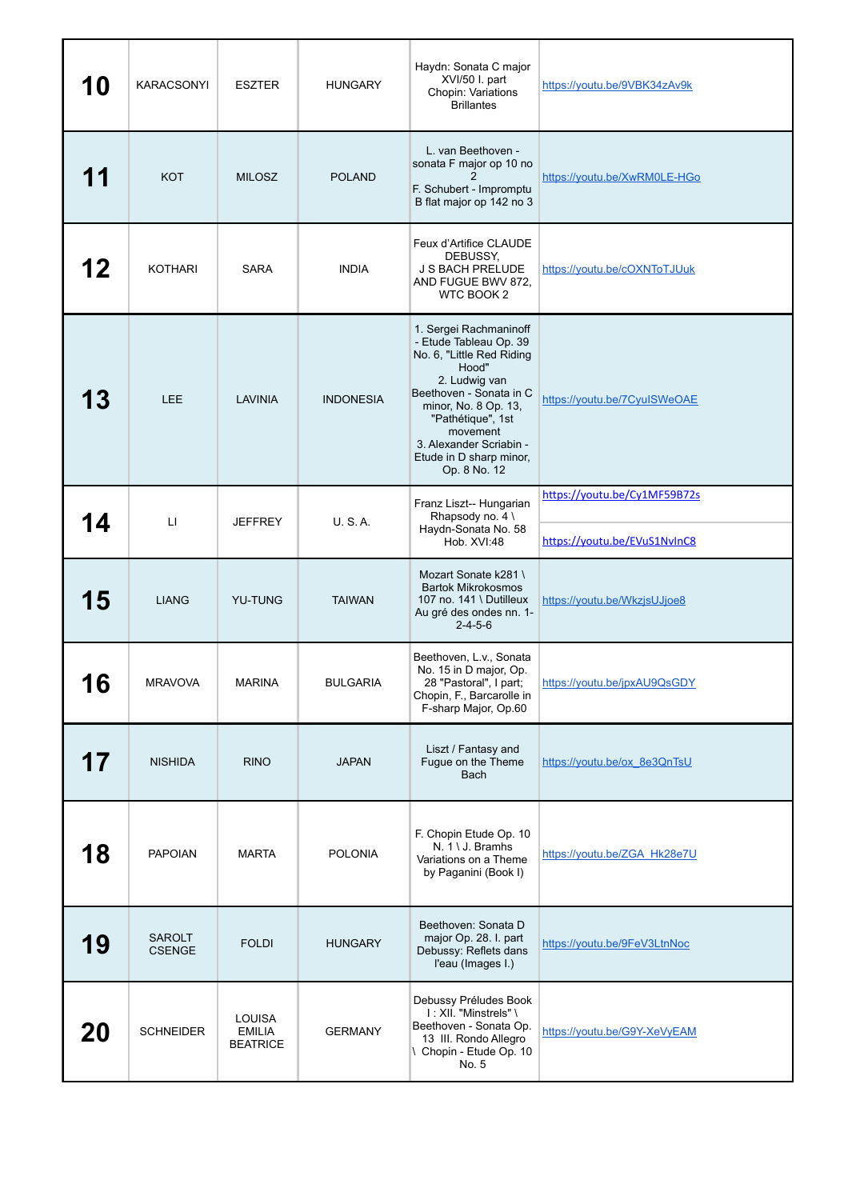| | | | | | |
|---|---|---|---|---|---|
| **10** | KARACSONYI | ESZTER | HUNGARY | Haydn: Sonata C major XVI/50 I. part Chopin: Variations Brillantes | https://youtu.be/9VBK34zAv9k |
| **11** | KOT | MILOSZ | POLAND | L. van Beethoven - sonata F major op 10 no 2 F. Schubert - Impromptu B flat major op 142 no 3 | https://youtu.be/XwRM0LE-HGo |
| **12** | KOTHARI | SARA | INDIA | Feux d'Artifice CLAUDE DEBUSSY, J S BACH PRELUDE AND FUGUE BWV 872, WTC BOOK 2 | https://youtu.be/cOXNToTJUuk |
| **13** | LEE | LAVINIA | INDONESIA | 1. Sergei Rachmaninoff - Etude Tableau Op. 39 No. 6, "Little Red Riding Hood" 2. Ludwig van Beethoven - Sonata in C minor, No. 8 Op. 13, "Pathétique", 1st movement 3. Alexander Scriabin - Etude in D sharp minor, Op. 8 No. 12 | https://youtu.be/7CyulSWeOAE |
| **14** | LI | JEFFREY | U. S. A. | Franz Liszt-- Hungarian Rhapsody no. 4 \ Haydn-Sonata No. 58 Hob. XVI:48 | https://youtu.be/Cy1MF59B72s https://youtu.be/EVuS1NvInC8 |
| **15** | LIANG | YU-TUNG | TAIWAN | Mozart Sonate k281 \ Bartok Mikrokosmos 107 no. 141 \ Dutilleux Au gré des ondes nn. 1-2-4-5-6 | https://youtu.be/WkzjsUJjoe8 |
| **16** | MRAVOVA | MARINA | BULGARIA | Beethoven, L.v., Sonata No. 15 in D major, Op. 28 "Pastoral", I part; Chopin, F., Barcarolle in F-sharp Major, Op.60 | https://youtu.be/jpxAU9QsGDY |
| **17** | NISHIDA | RINO | JAPAN | Liszt / Fantasy and Fugue on the Theme Bach | https://youtu.be/ox_8e3QnTsU |
| **18** | PAPOIAN | MARTA | POLONIA | F. Chopin Etude Op. 10 N. 1 \ J. Bramhs Variations on a Theme by Paganini (Book I) | https://youtu.be/ZGA_Hk28e7U |
| **19** | SAROLT CSENGE | FOLDI | HUNGARY | Beethoven: Sonata D major Op. 28. I. part Debussy: Reflets dans l'eau (Images I.) | https://youtu.be/9FeV3LtnNoc |
| **20** | SCHNEIDER | LOUISA EMILIA BEATRICE | GERMANY | Debussy Préludes Book I : XII. "Minstrels" \ Beethoven - Sonata Op. 13 III. Rondo Allegro \ Chopin - Etude Op. 10 No. 5 | https://youtu.be/G9Y-XeVyEAM |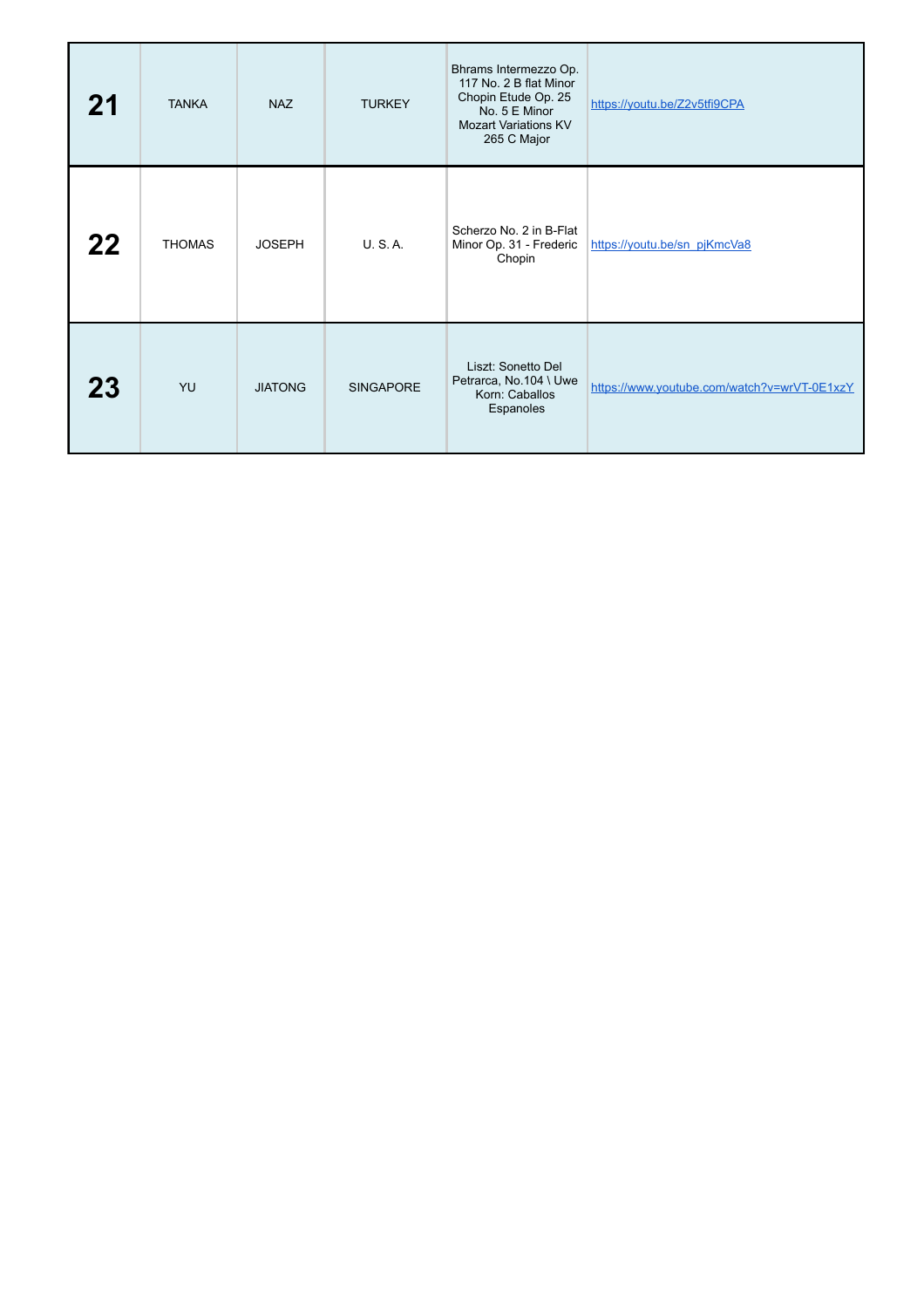| | | | | | |
|---|---|---|---|---|---|
| **21** | TANKA | NAZ | TURKEY | Bhrams Intermezzo Op. 117 No. 2 B flat Minor Chopin Etude Op. 25 No. 5 E Minor Mozart Variations KV 265 C Major | https://youtu.be/Z2v5tfi9CPA |
| **22** | THOMAS | JOSEPH | U. S. A. | Scherzo No. 2 in B-Flat Minor Op. 31 - Frederic Chopin | https://youtu.be/sn_pjKmcVa8 |
| **23** | YU | JIATONG | SINGAPORE | Liszt: Sonetto Del Petrarca, No.104 \ Uwe Korn: Caballos Espanoles | https://www.youtube.com/watch?v=wrVT-0E1xzY |